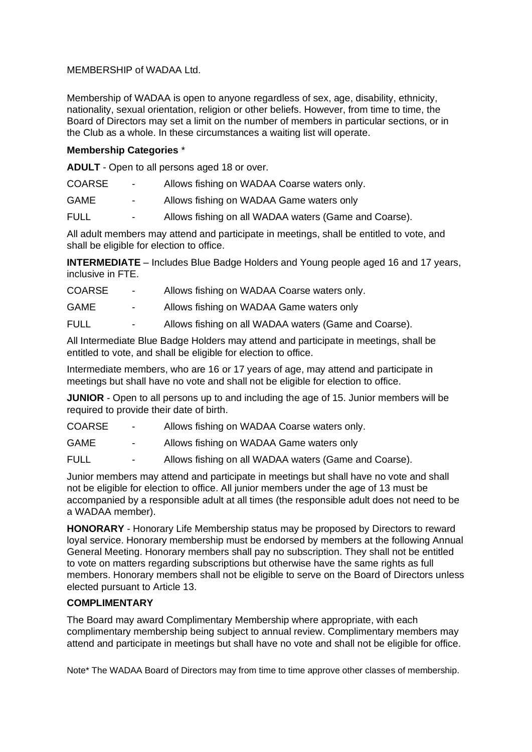MEMBERSHIP of WADAA Ltd.

Membership of WADAA is open to anyone regardless of sex, age, disability, ethnicity, nationality, sexual orientation, religion or other beliefs. However, from time to time, the Board of Directors may set a limit on the number of members in particular sections, or in the Club as a whole. In these circumstances a waiting list will operate.

**Membership Categories** *

**ADULT** - Open to all persons aged 18 or over.

COARSE - Allows fishing on WADAA Coarse waters only.

GAME - Allows fishing on WADAA Game waters only

FULL - Allows fishing on all WADAA waters (Game and Coarse).

All adult members may attend and participate in meetings, shall be entitled to vote, and shall be eligible for election to office.

**INTERMEDIATE** – Includes Blue Badge Holders and Young people aged 16 and 17 years, inclusive in FTE.

COARSE - Allows fishing on WADAA Coarse waters only.

GAME - Allows fishing on WADAA Game waters only

FULL - Allows fishing on all WADAA waters (Game and Coarse).

All Intermediate Blue Badge Holders may attend and participate in meetings, shall be entitled to vote, and shall be eligible for election to office.

Intermediate members, who are 16 or 17 years of age, may attend and participate in meetings but shall have no vote and shall not be eligible for election to office.

**JUNIOR** - Open to all persons up to and including the age of 15. Junior members will be required to provide their date of birth.

COARSE - Allows fishing on WADAA Coarse waters only.

GAME - Allows fishing on WADAA Game waters only

FULL - Allows fishing on all WADAA waters (Game and Coarse).

Junior members may attend and participate in meetings but shall have no vote and shall not be eligible for election to office. All junior members under the age of 13 must be accompanied by a responsible adult at all times (the responsible adult does not need to be a WADAA member).

**HONORARY** - Honorary Life Membership status may be proposed by Directors to reward loyal service. Honorary membership must be endorsed by members at the following Annual General Meeting. Honorary members shall pay no subscription. They shall not be entitled to vote on matters regarding subscriptions but otherwise have the same rights as full members. Honorary members shall not be eligible to serve on the Board of Directors unless elected pursuant to Article 13.

**COMPLIMENTARY**

The Board may award Complimentary Membership where appropriate, with each complimentary membership being subject to annual review. Complimentary members may attend and participate in meetings but shall have no vote and shall not be eligible for office.

Note* The WADAA Board of Directors may from time to time approve other classes of membership.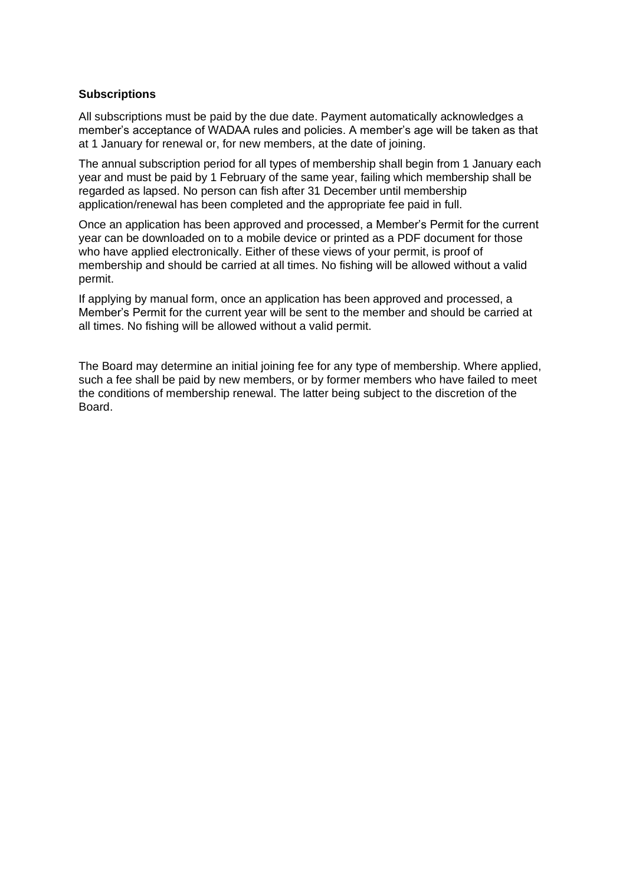**Subscriptions**

All subscriptions must be paid by the due date. Payment automatically acknowledges a member's acceptance of WADAA rules and policies. A member's age will be taken as that at 1 January for renewal or, for new members, at the date of joining.

The annual subscription period for all types of membership shall begin from 1 January each year and must be paid by 1 February of the same year, failing which membership shall be regarded as lapsed. No person can fish after 31 December until membership application/renewal has been completed and the appropriate fee paid in full.

Once an application has been approved and processed, a Member's Permit for the current year can be downloaded on to a mobile device or printed as a PDF document for those who have applied electronically. Either of these views of your permit, is proof of membership and should be carried at all times. No fishing will be allowed without a valid permit.

If applying by manual form, once an application has been approved and processed, a Member's Permit for the current year will be sent to the member and should be carried at all times. No fishing will be allowed without a valid permit.

The Board may determine an initial joining fee for any type of membership. Where applied, such a fee shall be paid by new members, or by former members who have failed to meet the conditions of membership renewal. The latter being subject to the discretion of the Board.